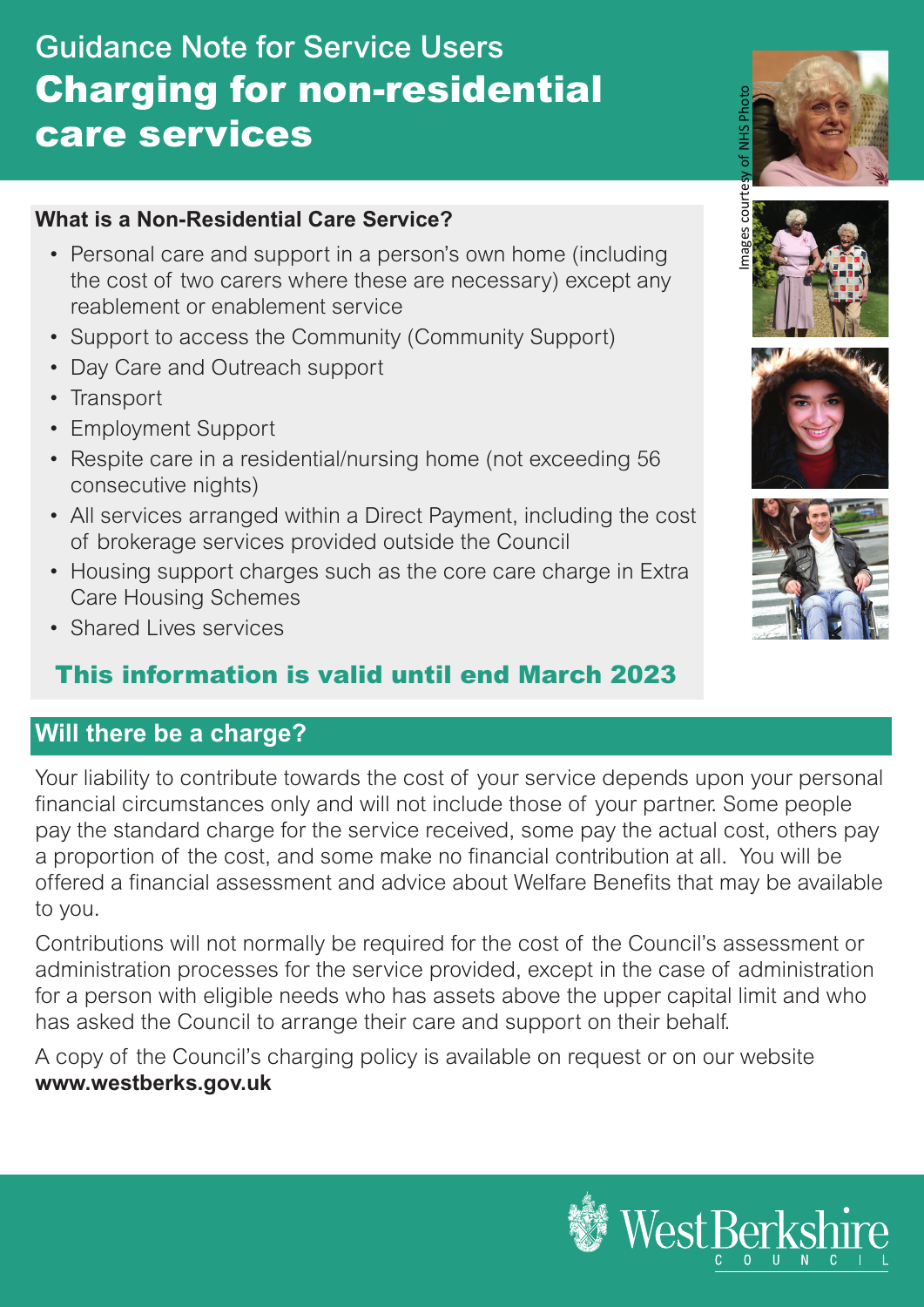Guidance Note for Service Users

# Charging for non-residential care services

Images courtesy of NHS Photo

### What is a Non-Residential Care Service?

- Personal care and support in a person's own home (including the cost of two carers where these are necessary) except any reablement or enablement service
- Support to access the Community (Community Support)
- Day Care and Outreach support
- Transport
- Employment Support
- Respite care in a residential/nursing home (not exceeding 56 consecutive nights)
- All services arranged within a Direct Payment, including the cost of brokerage services provided outside the Council
- Housing support charges such as the core care charge in Extra Care Housing Schemes
- Shared Lives services

**This information is valid until end March 2023**

## Will there be a charge?

Your liability to contribute towards the cost of your service depends upon your personal financial circumstances only and will not include those of your partner. Some people pay the standard charge for the service received, some pay the actual cost, others pay a proportion of the cost, and some make no financial contribution at all. You will be offered a financial assessment and advice about Welfare Benefits that may be available to you.

Contributions will not normally be required for the cost of the Council's assessment or administration processes for the service provided, except in the case of administration for a person with eligible needs who has assets above the upper capital limit and who has asked the Council to arrange their care and support on their behalf.

A copy of the Council's charging policy is available on request or on our website **www.westberks.gov.uk**

West Berkshire Council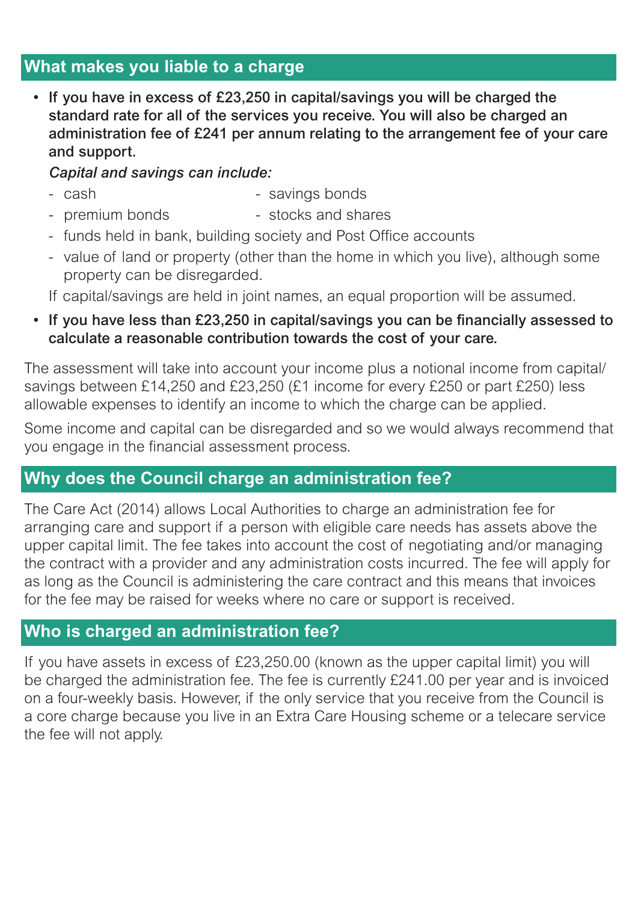## What makes you liable to a charge

- **If you have in excess of £23,250 in capital/savings you will be charged the standard rate for all of the services you receive. You will also be charged an administration fee of £241 per annum relating to the arrangement fee of your care and support.**

  *Capital and savings can include:*

  - cash
  - savings bonds
  - premium bonds
  - stocks and shares
  - funds held in bank, building society and Post Office accounts
  - value of land or property (other than the home in which you live), although some property can be disregarded.

  If capital/savings are held in joint names, an equal proportion will be assumed.

- **If you have less than £23,250 in capital/savings you can be financially assessed to calculate a reasonable contribution towards the cost of your care.**

The assessment will take into account your income plus a notional income from capital/savings between £14,250 and £23,250 (£1 income for every £250 or part £250) less allowable expenses to identify an income to which the charge can be applied.

Some income and capital can be disregarded and so we would always recommend that you engage in the financial assessment process.

## Why does the Council charge an administration fee?

The Care Act (2014) allows Local Authorities to charge an administration fee for arranging care and support if a person with eligible care needs has assets above the upper capital limit. The fee takes into account the cost of negotiating and/or managing the contract with a provider and any administration costs incurred. The fee will apply for as long as the Council is administering the care contract and this means that invoices for the fee may be raised for weeks where no care or support is received.

## Who is charged an administration fee?

If you have assets in excess of £23,250.00 (known as the upper capital limit) you will be charged the administration fee. The fee is currently £241.00 per year and is invoiced on a four-weekly basis. However, if the only service that you receive from the Council is a core charge because you live in an Extra Care Housing scheme or a telecare service the fee will not apply.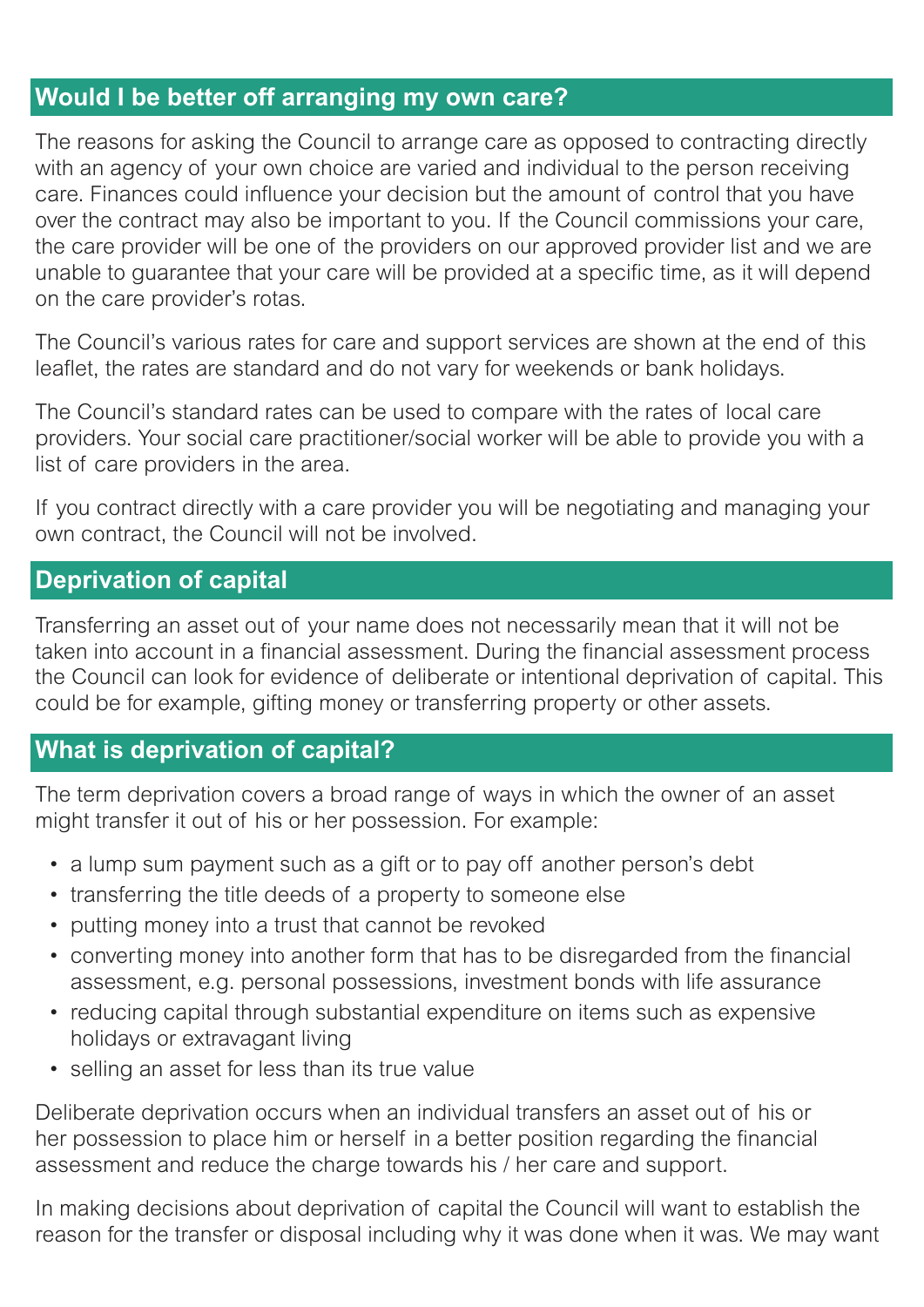## Would I be better off arranging my own care?

The reasons for asking the Council to arrange care as opposed to contracting directly with an agency of your own choice are varied and individual to the person receiving care. Finances could influence your decision but the amount of control that you have over the contract may also be important to you. If the Council commissions your care, the care provider will be one of the providers on our approved provider list and we are unable to guarantee that your care will be provided at a specific time, as it will depend on the care provider's rotas.

The Council's various rates for care and support services are shown at the end of this leaflet, the rates are standard and do not vary for weekends or bank holidays.

The Council's standard rates can be used to compare with the rates of local care providers. Your social care practitioner/social worker will be able to provide you with a list of care providers in the area.

If you contract directly with a care provider you will be negotiating and managing your own contract, the Council will not be involved.

## Deprivation of capital

Transferring an asset out of your name does not necessarily mean that it will not be taken into account in a financial assessment. During the financial assessment process the Council can look for evidence of deliberate or intentional deprivation of capital. This could be for example, gifting money or transferring property or other assets.

## What is deprivation of capital?

The term deprivation covers a broad range of ways in which the owner of an asset might transfer it out of his or her possession. For example:

- a lump sum payment such as a gift or to pay off another person's debt
- transferring the title deeds of a property to someone else
- putting money into a trust that cannot be revoked
- converting money into another form that has to be disregarded from the financial assessment, e.g. personal possessions, investment bonds with life assurance
- reducing capital through substantial expenditure on items such as expensive holidays or extravagant living
- selling an asset for less than its true value

Deliberate deprivation occurs when an individual transfers an asset out of his or her possession to place him or herself in a better position regarding the financial assessment and reduce the charge towards his / her care and support.

In making decisions about deprivation of capital the Council will want to establish the reason for the transfer or disposal including why it was done when it was. We may want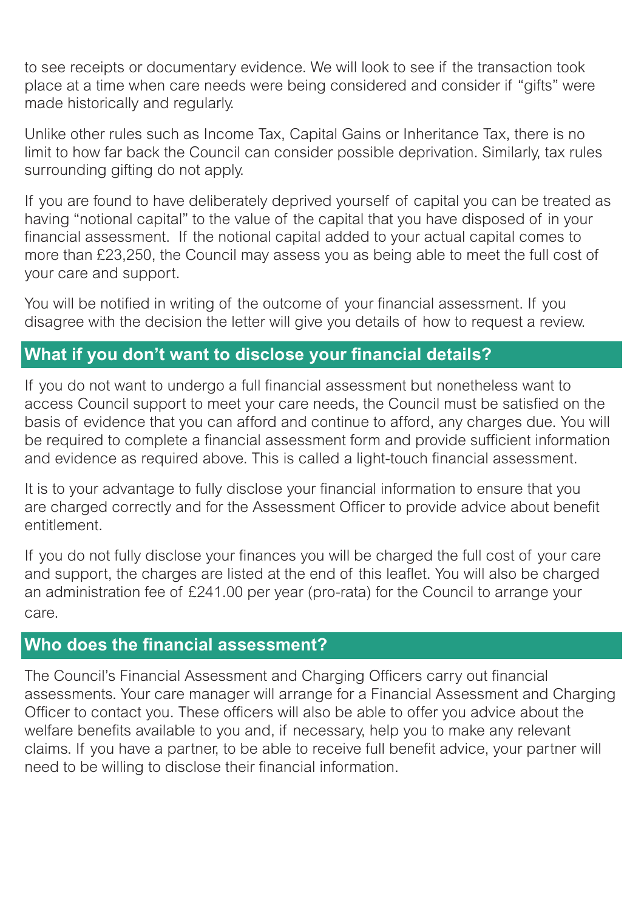to see receipts or documentary evidence. We will look to see if the transaction took place at a time when care needs were being considered and consider if "gifts" were made historically and regularly.

Unlike other rules such as Income Tax, Capital Gains or Inheritance Tax, there is no limit to how far back the Council can consider possible deprivation. Similarly, tax rules surrounding gifting do not apply.

If you are found to have deliberately deprived yourself of capital you can be treated as having "notional capital" to the value of the capital that you have disposed of in your financial assessment. If the notional capital added to your actual capital comes to more than £23,250, the Council may assess you as being able to meet the full cost of your care and support.

You will be notified in writing of the outcome of your financial assessment. If you disagree with the decision the letter will give you details of how to request a review.

## What if you don't want to disclose your financial details?

If you do not want to undergo a full financial assessment but nonetheless want to access Council support to meet your care needs, the Council must be satisfied on the basis of evidence that you can afford and continue to afford, any charges due. You will be required to complete a financial assessment form and provide sufficient information and evidence as required above. This is called a light-touch financial assessment.

It is to your advantage to fully disclose your financial information to ensure that you are charged correctly and for the Assessment Officer to provide advice about benefit entitlement.

If you do not fully disclose your finances you will be charged the full cost of your care and support, the charges are listed at the end of this leaflet. You will also be charged an administration fee of £241.00 per year (pro-rata) for the Council to arrange your care.

## Who does the financial assessment?

The Council's Financial Assessment and Charging Officers carry out financial assessments. Your care manager will arrange for a Financial Assessment and Charging Officer to contact you. These officers will also be able to offer you advice about the welfare benefits available to you and, if necessary, help you to make any relevant claims. If you have a partner, to be able to receive full benefit advice, your partner will need to be willing to disclose their financial information.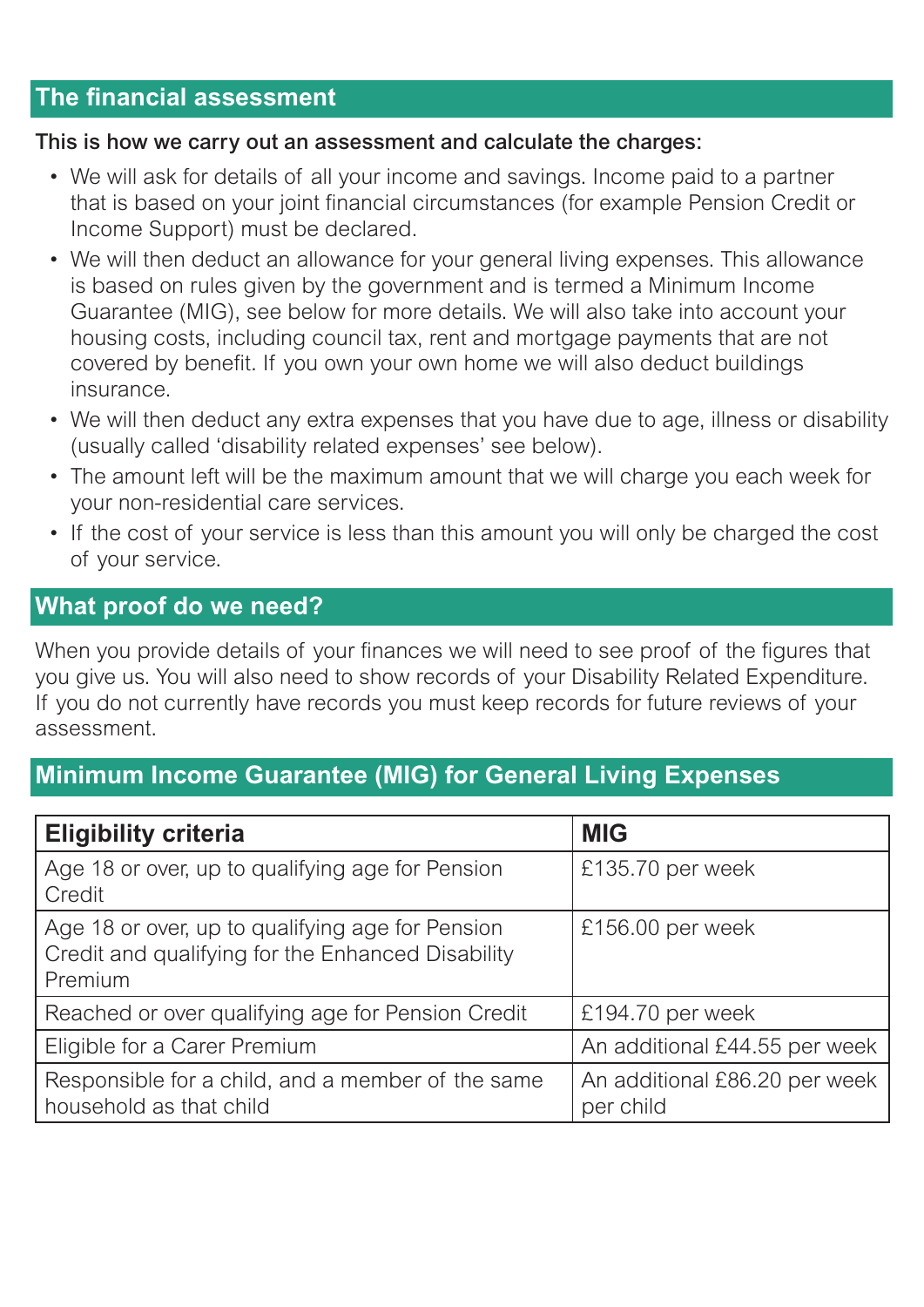## The financial assessment

**This is how we carry out an assessment and calculate the charges:**

- We will ask for details of all your income and savings. Income paid to a partner that is based on your joint financial circumstances (for example Pension Credit or Income Support) must be declared.
- We will then deduct an allowance for your general living expenses. This allowance is based on rules given by the government and is termed a Minimum Income Guarantee (MIG), see below for more details. We will also take into account your housing costs, including council tax, rent and mortgage payments that are not covered by benefit. If you own your own home we will also deduct buildings insurance.
- We will then deduct any extra expenses that you have due to age, illness or disability (usually called 'disability related expenses' see below).
- The amount left will be the maximum amount that we will charge you each week for your non-residential care services.
- If the cost of your service is less than this amount you will only be charged the cost of your service.

## What proof do we need?

When you provide details of your finances we will need to see proof of the figures that you give us. You will also need to show records of your Disability Related Expenditure. If you do not currently have records you must keep records for future reviews of your assessment.

## Minimum Income Guarantee (MIG) for General Living Expenses

| Eligibility criteria | MIG |
|---|---|
| Age 18 or over, up to qualifying age for Pension Credit | £135.70 per week |
| Age 18 or over, up to qualifying age for Pension Credit and qualifying for the Enhanced Disability Premium | £156.00 per week |
| Reached or over qualifying age for Pension Credit | £194.70 per week |
| Eligible for a Carer Premium | An additional £44.55 per week |
| Responsible for a child, and a member of the same household as that child | An additional £86.20 per week per child |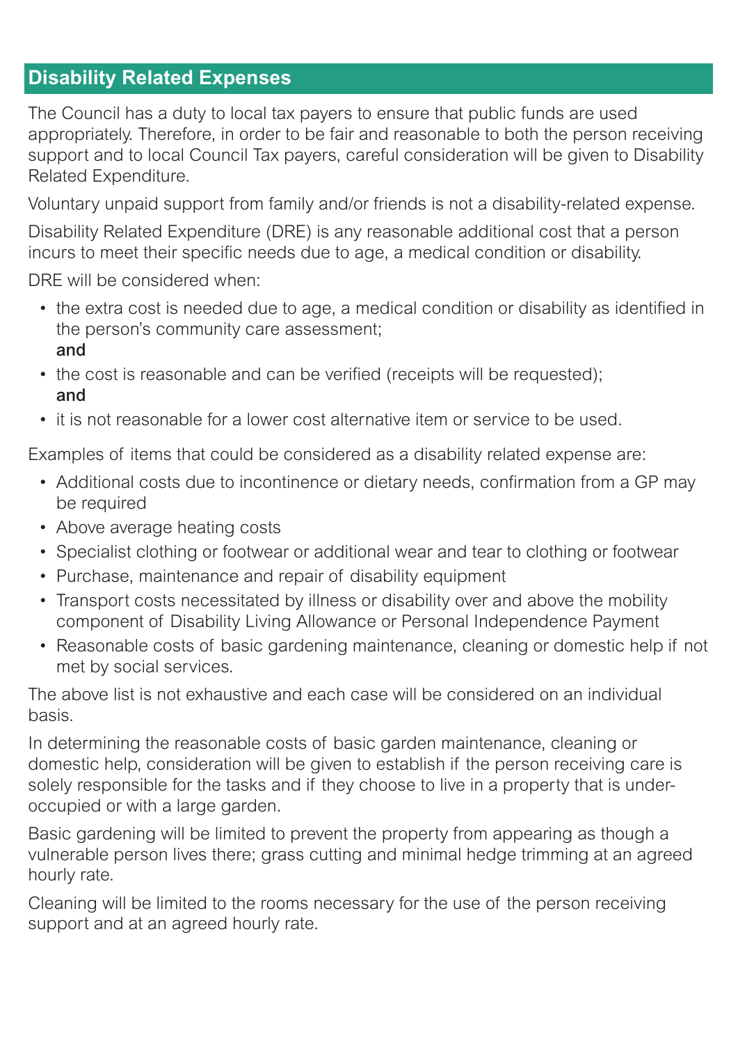## Disability Related Expenses

The Council has a duty to local tax payers to ensure that public funds are used appropriately. Therefore, in order to be fair and reasonable to both the person receiving support and to local Council Tax payers, careful consideration will be given to Disability Related Expenditure.

Voluntary unpaid support from family and/or friends is not a disability-related expense.

Disability Related Expenditure (DRE) is any reasonable additional cost that a person incurs to meet their specific needs due to age, a medical condition or disability.

DRE will be considered when:

- the extra cost is needed due to age, a medical condition or disability as identified in the person's community care assessment;
  **and**
- the cost is reasonable and can be verified (receipts will be requested);
  **and**
- it is not reasonable for a lower cost alternative item or service to be used.

Examples of items that could be considered as a disability related expense are:

- Additional costs due to incontinence or dietary needs, confirmation from a GP may be required
- Above average heating costs
- Specialist clothing or footwear or additional wear and tear to clothing or footwear
- Purchase, maintenance and repair of disability equipment
- Transport costs necessitated by illness or disability over and above the mobility component of Disability Living Allowance or Personal Independence Payment
- Reasonable costs of basic gardening maintenance, cleaning or domestic help if not met by social services.

The above list is not exhaustive and each case will be considered on an individual basis.

In determining the reasonable costs of basic garden maintenance, cleaning or domestic help, consideration will be given to establish if the person receiving care is solely responsible for the tasks and if they choose to live in a property that is under-occupied or with a large garden.

Basic gardening will be limited to prevent the property from appearing as though a vulnerable person lives there; grass cutting and minimal hedge trimming at an agreed hourly rate.

Cleaning will be limited to the rooms necessary for the use of the person receiving support and at an agreed hourly rate.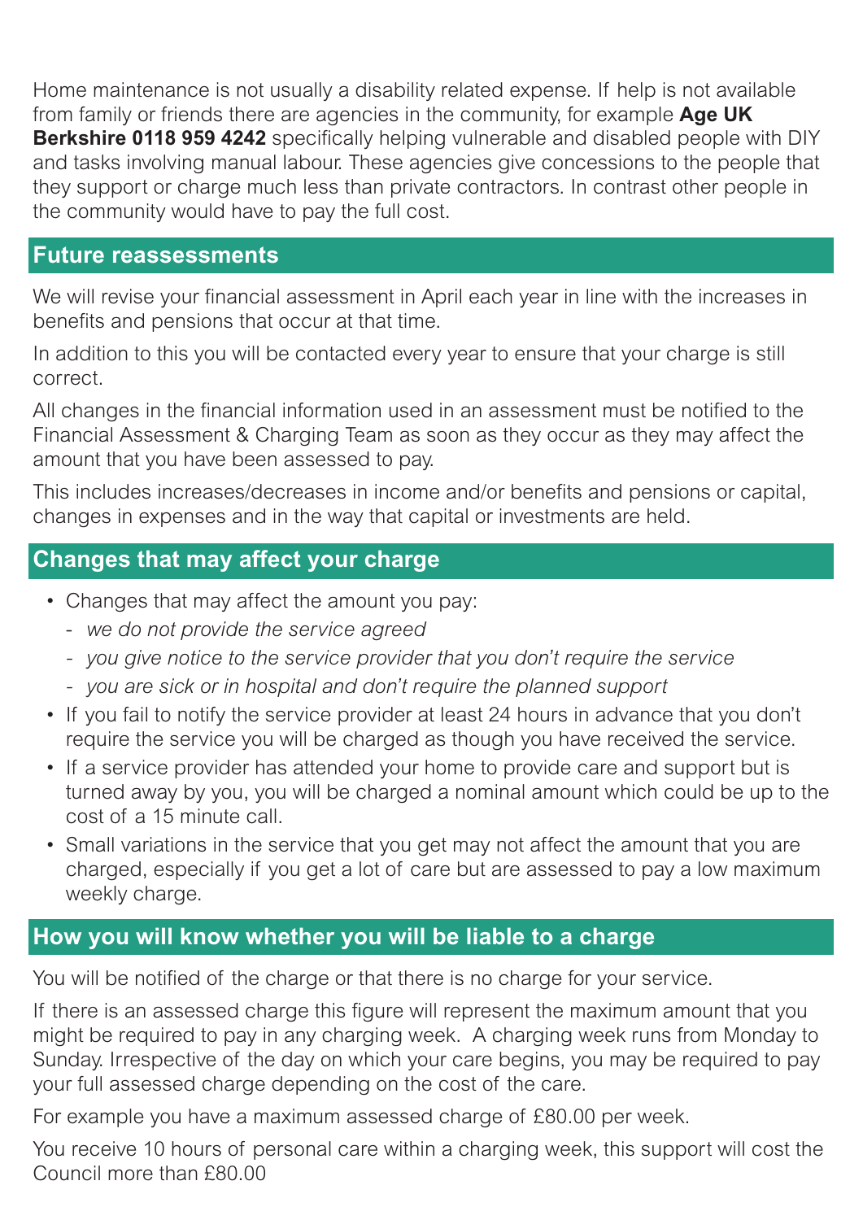Home maintenance is not usually a disability related expense. If help is not available from family or friends there are agencies in the community, for example **Age UK Berkshire 0118 959 4242** specifically helping vulnerable and disabled people with DIY and tasks involving manual labour. These agencies give concessions to the people that they support or charge much less than private contractors. In contrast other people in the community would have to pay the full cost.

## Future reassessments

We will revise your financial assessment in April each year in line with the increases in benefits and pensions that occur at that time.

In addition to this you will be contacted every year to ensure that your charge is still correct.

All changes in the financial information used in an assessment must be notified to the Financial Assessment & Charging Team as soon as they occur as they may affect the amount that you have been assessed to pay.

This includes increases/decreases in income and/or benefits and pensions or capital, changes in expenses and in the way that capital or investments are held.

## Changes that may affect your charge

- Changes that may affect the amount you pay:
  - *we do not provide the service agreed*
  - *you give notice to the service provider that you don't require the service*
  - *you are sick or in hospital and don't require the planned support*
- If you fail to notify the service provider at least 24 hours in advance that you don't require the service you will be charged as though you have received the service.
- If a service provider has attended your home to provide care and support but is turned away by you, you will be charged a nominal amount which could be up to the cost of a 15 minute call.
- Small variations in the service that you get may not affect the amount that you are charged, especially if you get a lot of care but are assessed to pay a low maximum weekly charge.

## How you will know whether you will be liable to a charge

You will be notified of the charge or that there is no charge for your service.

If there is an assessed charge this figure will represent the maximum amount that you might be required to pay in any charging week. A charging week runs from Monday to Sunday. Irrespective of the day on which your care begins, you may be required to pay your full assessed charge depending on the cost of the care.

For example you have a maximum assessed charge of £80.00 per week.

You receive 10 hours of personal care within a charging week, this support will cost the Council more than £80.00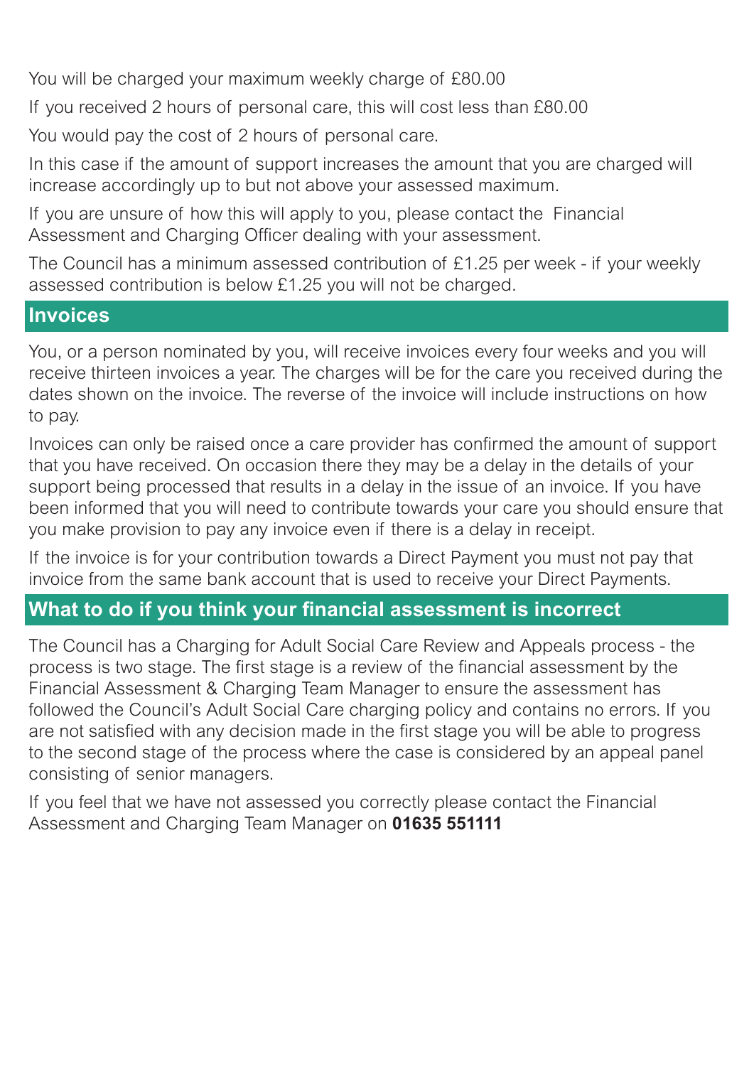You will be charged your maximum weekly charge of £80.00

If you received 2 hours of personal care, this will cost less than £80.00

You would pay the cost of 2 hours of personal care.

In this case if the amount of support increases the amount that you are charged will increase accordingly up to but not above your assessed maximum.

If you are unsure of how this will apply to you, please contact the Financial Assessment and Charging Officer dealing with your assessment.

The Council has a minimum assessed contribution of £1.25 per week - if your weekly assessed contribution is below £1.25 you will not be charged.

## Invoices

You, or a person nominated by you, will receive invoices every four weeks and you will receive thirteen invoices a year. The charges will be for the care you received during the dates shown on the invoice. The reverse of the invoice will include instructions on how to pay.

Invoices can only be raised once a care provider has confirmed the amount of support that you have received. On occasion there they may be a delay in the details of your support being processed that results in a delay in the issue of an invoice. If you have been informed that you will need to contribute towards your care you should ensure that you make provision to pay any invoice even if there is a delay in receipt.

If the invoice is for your contribution towards a Direct Payment you must not pay that invoice from the same bank account that is used to receive your Direct Payments.

## What to do if you think your financial assessment is incorrect

The Council has a Charging for Adult Social Care Review and Appeals process - the process is two stage. The first stage is a review of the financial assessment by the Financial Assessment & Charging Team Manager to ensure the assessment has followed the Council's Adult Social Care charging policy and contains no errors. If you are not satisfied with any decision made in the first stage you will be able to progress to the second stage of the process where the case is considered by an appeal panel consisting of senior managers.

If you feel that we have not assessed you correctly please contact the Financial Assessment and Charging Team Manager on **01635 551111**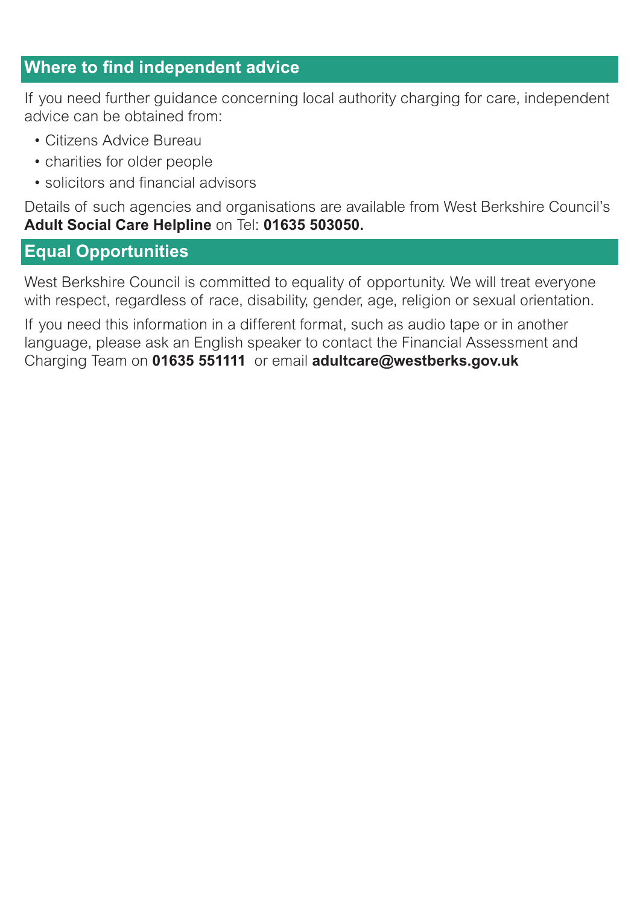## Where to find independent advice

If you need further guidance concerning local authority charging for care, independent advice can be obtained from:

- Citizens Advice Bureau
- charities for older people
- solicitors and financial advisors

Details of such agencies and organisations are available from West Berkshire Council's **Adult Social Care Helpline** on Tel: **01635 503050.**

## Equal Opportunities

West Berkshire Council is committed to equality of opportunity. We will treat everyone with respect, regardless of race, disability, gender, age, religion or sexual orientation.

If you need this information in a different format, such as audio tape or in another language, please ask an English speaker to contact the Financial Assessment and Charging Team on **01635 551111** or email **adultcare@westberks.gov.uk**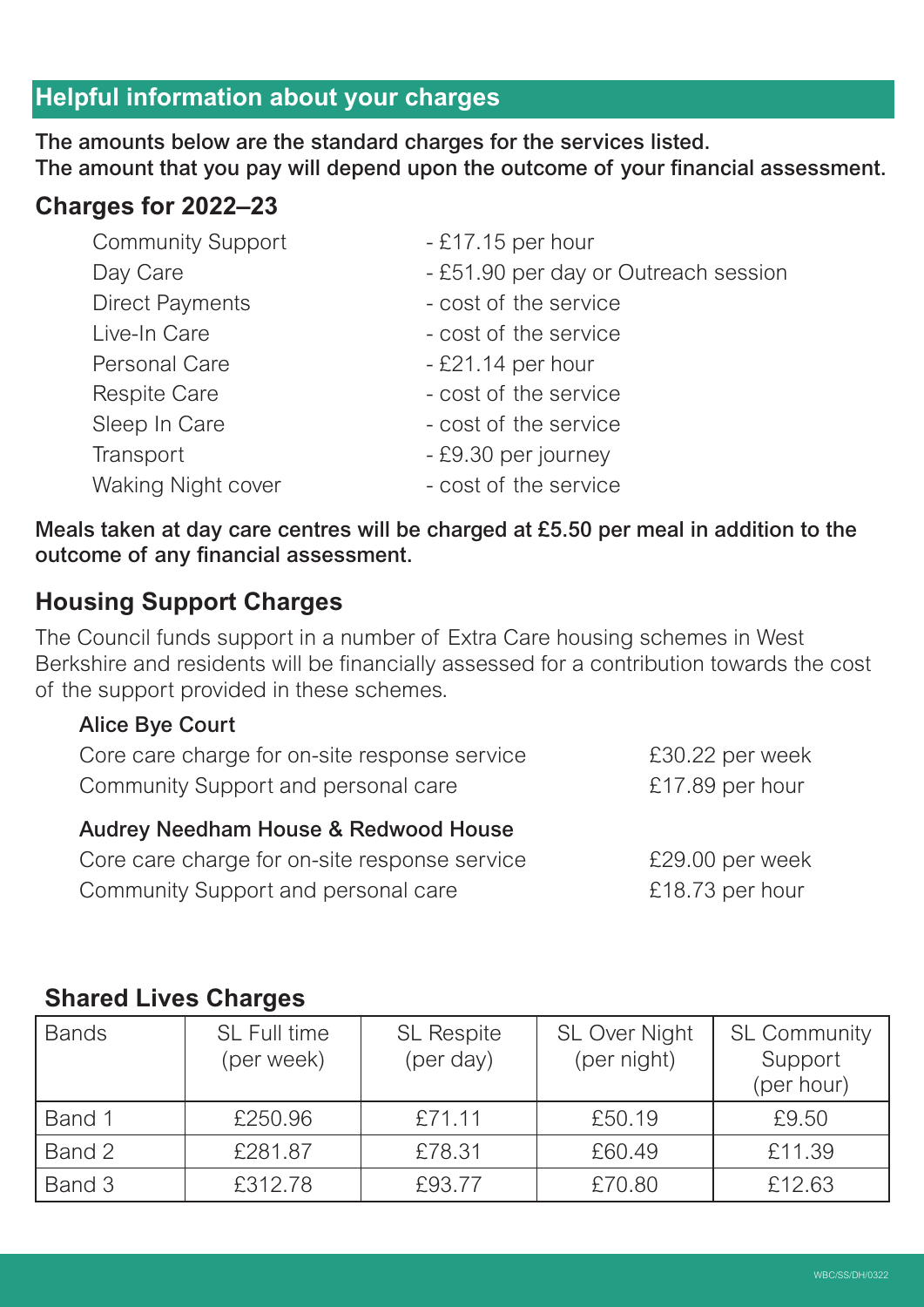## Helpful information about your charges

**The amounts below are the standard charges for the services listed.**
**The amount that you pay will depend upon the outcome of your financial assessment.**

### Charges for 2022–23

| | |
|---|---|
| Community Support | - £17.15 per hour |
| Day Care | - £51.90 per day or Outreach session |
| Direct Payments | - cost of the service |
| Live-In Care | - cost of the service |
| Personal Care | - £21.14 per hour |
| Respite Care | - cost of the service |
| Sleep In Care | - cost of the service |
| Transport | - £9.30 per journey |
| Waking Night cover | - cost of the service |

**Meals taken at day care centres will be charged at £5.50 per meal in addition to the outcome of any financial assessment.**

### Housing Support Charges

The Council funds support in a number of Extra Care housing schemes in West Berkshire and residents will be financially assessed for a contribution towards the cost of the support provided in these schemes.

**Alice Bye Court**

| | |
|---|---|
| Core care charge for on-site response service | £30.22 per week |
| Community Support and personal care | £17.89 per hour |

**Audrey Needham House & Redwood House**

| | |
|---|---|
| Core care charge for on-site response service | £29.00 per week |
| Community Support and personal care | £18.73 per hour |

### Shared Lives Charges

| Bands | SL Full time (per week) | SL Respite (per day) | SL Over Night (per night) | SL Community Support (per hour) |
|---|---|---|---|---|
| Band 1 | £250.96 | £71.11 | £50.19 | £9.50 |
| Band 2 | £281.87 | £78.31 | £60.49 | £11.39 |
| Band 3 | £312.78 | £93.77 | £70.80 | £12.63 |

WBC/SS/DH/0322